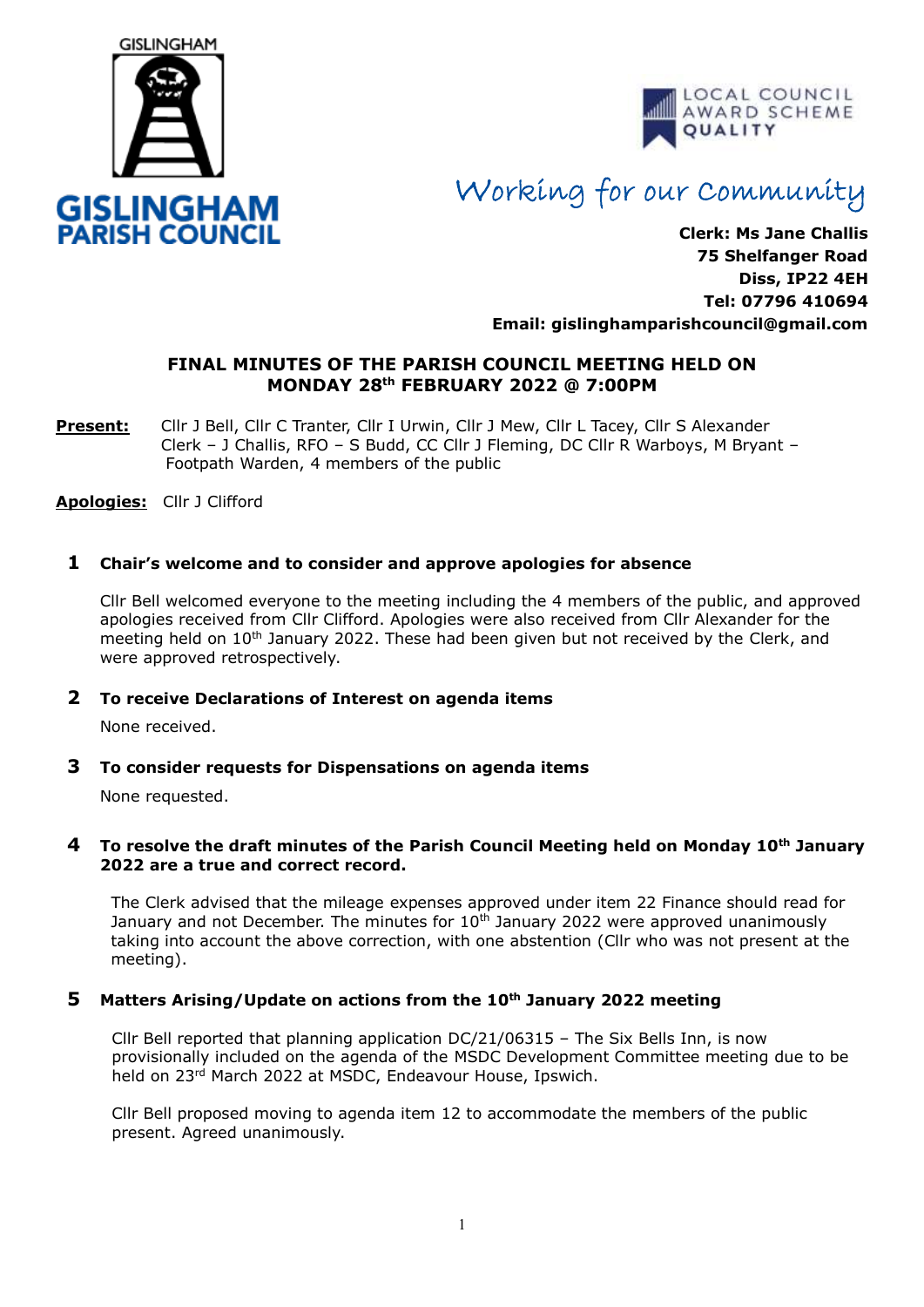GISLINGHAM

**GISLINGHAM PARISH COUNCIL**

LOCAL COUNCIL AWARD SCHEME QUALITY

*Working for our Community*

**Clerk: Ms Jane Challis**
**75 Shelfanger Road**
**Diss, IP22 4EH**
**Tel: 07796 410694**
**Email: gislinghamparishcouncil@gmail.com**

## FINAL MINUTES OF THE PARISH COUNCIL MEETING HELD ON MONDAY 28th FEBRUARY 2022 @ 7:00PM

**Present:** Cllr J Bell, Cllr C Tranter, Cllr I Urwin, Cllr J Mew, Cllr L Tacey, Cllr S Alexander
Clerk – J Challis, RFO – S Budd, CC Cllr J Fleming, DC Cllr R Warboys, M Bryant – Footpath Warden, 4 members of the public

**Apologies:** Cllr J Clifford

### 1 Chair's welcome and to consider and approve apologies for absence

Cllr Bell welcomed everyone to the meeting including the 4 members of the public, and approved apologies received from Cllr Clifford. Apologies were also received from Cllr Alexander for the meeting held on 10th January 2022. These had been given but not received by the Clerk, and were approved retrospectively.

### 2 To receive Declarations of Interest on agenda items

None received.

### 3 To consider requests for Dispensations on agenda items

None requested.

### 4 To resolve the draft minutes of the Parish Council Meeting held on Monday 10th January 2022 are a true and correct record.

The Clerk advised that the mileage expenses approved under item 22 Finance should read for January and not December. The minutes for 10th January 2022 were approved unanimously taking into account the above correction, with one abstention (Cllr who was not present at the meeting).

### 5 Matters Arising/Update on actions from the 10th January 2022 meeting

Cllr Bell reported that planning application DC/21/06315 – The Six Bells Inn, is now provisionally included on the agenda of the MSDC Development Committee meeting due to be held on 23rd March 2022 at MSDC, Endeavour House, Ipswich.

Cllr Bell proposed moving to agenda item 12 to accommodate the members of the public present. Agreed unanimously.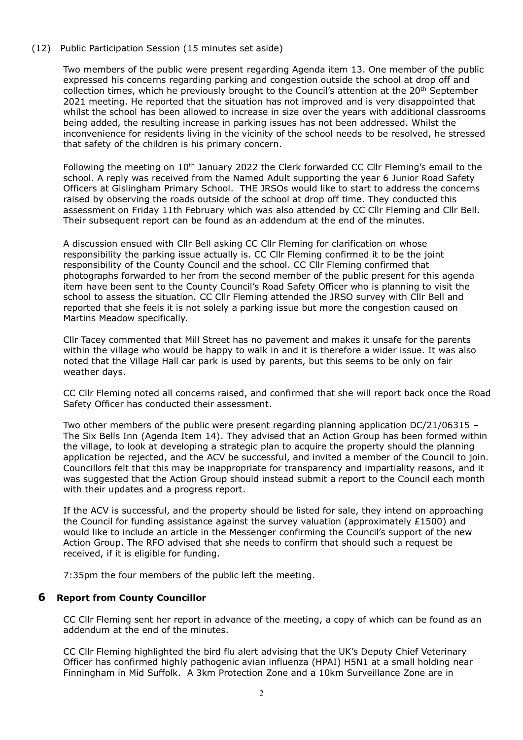(12) Public Participation Session (15 minutes set aside)

Two members of the public were present regarding Agenda item 13. One member of the public expressed his concerns regarding parking and congestion outside the school at drop off and collection times, which he previously brought to the Council's attention at the 20th September 2021 meeting. He reported that the situation has not improved and is very disappointed that whilst the school has been allowed to increase in size over the years with additional classrooms being added, the resulting increase in parking issues has not been addressed. Whilst the inconvenience for residents living in the vicinity of the school needs to be resolved, he stressed that safety of the children is his primary concern.

Following the meeting on 10th January 2022 the Clerk forwarded CC Cllr Fleming's email to the school. A reply was received from the Named Adult supporting the year 6 Junior Road Safety Officers at Gislingham Primary School. THE JRSOs would like to start to address the concerns raised by observing the roads outside of the school at drop off time. They conducted this assessment on Friday 11th February which was also attended by CC Cllr Fleming and Cllr Bell. Their subsequent report can be found as an addendum at the end of the minutes.

A discussion ensued with Cllr Bell asking CC Cllr Fleming for clarification on whose responsibility the parking issue actually is. CC Cllr Fleming confirmed it to be the joint responsibility of the County Council and the school. CC Cllr Fleming confirmed that photographs forwarded to her from the second member of the public present for this agenda item have been sent to the County Council's Road Safety Officer who is planning to visit the school to assess the situation. CC Cllr Fleming attended the JRSO survey with Cllr Bell and reported that she feels it is not solely a parking issue but more the congestion caused on Martins Meadow specifically.

Cllr Tacey commented that Mill Street has no pavement and makes it unsafe for the parents within the village who would be happy to walk in and it is therefore a wider issue. It was also noted that the Village Hall car park is used by parents, but this seems to be only on fair weather days.

CC Cllr Fleming noted all concerns raised, and confirmed that she will report back once the Road Safety Officer has conducted their assessment.

Two other members of the public were present regarding planning application DC/21/06315 – The Six Bells Inn (Agenda Item 14). They advised that an Action Group has been formed within the village, to look at developing a strategic plan to acquire the property should the planning application be rejected, and the ACV be successful, and invited a member of the Council to join. Councillors felt that this may be inappropriate for transparency and impartiality reasons, and it was suggested that the Action Group should instead submit a report to the Council each month with their updates and a progress report.

If the ACV is successful, and the property should be listed for sale, they intend on approaching the Council for funding assistance against the survey valuation (approximately £1500) and would like to include an article in the Messenger confirming the Council's support of the new Action Group. The RFO advised that she needs to confirm that should such a request be received, if it is eligible for funding.

7:35pm the four members of the public left the meeting.

## 6 Report from County Councillor

CC Cllr Fleming sent her report in advance of the meeting, a copy of which can be found as an addendum at the end of the minutes.

CC Cllr Fleming highlighted the bird flu alert advising that the UK's Deputy Chief Veterinary Officer has confirmed highly pathogenic avian influenza (HPAI) H5N1 at a small holding near Finningham in Mid Suffolk. A 3km Protection Zone and a 10km Surveillance Zone are in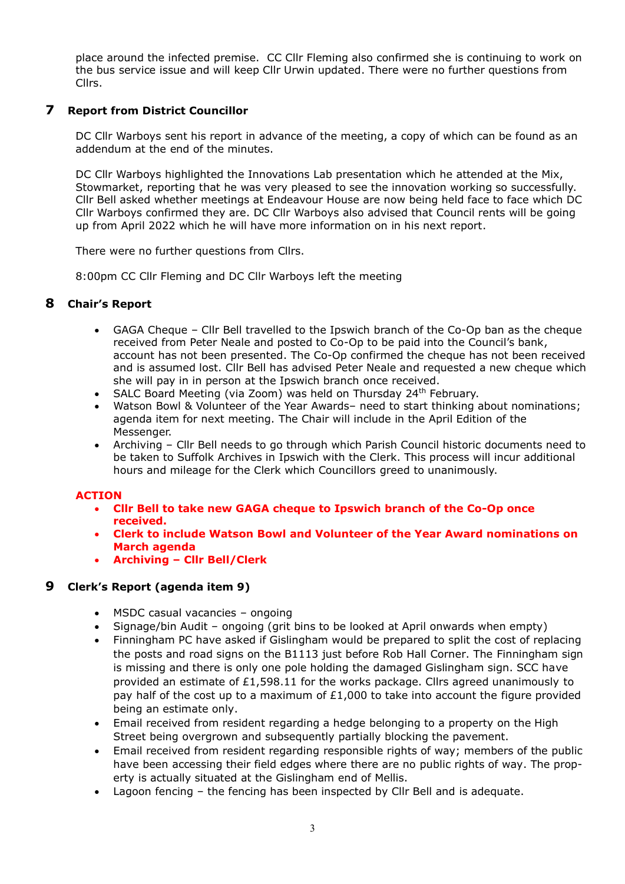place around the infected premise. CC Cllr Fleming also confirmed she is continuing to work on the bus service issue and will keep Cllr Urwin updated. There were no further questions from Cllrs.

## 7 Report from District Councillor

DC Cllr Warboys sent his report in advance of the meeting, a copy of which can be found as an addendum at the end of the minutes.

DC Cllr Warboys highlighted the Innovations Lab presentation which he attended at the Mix, Stowmarket, reporting that he was very pleased to see the innovation working so successfully. Cllr Bell asked whether meetings at Endeavour House are now being held face to face which DC Cllr Warboys confirmed they are. DC Cllr Warboys also advised that Council rents will be going up from April 2022 which he will have more information on in his next report.

There were no further questions from Cllrs.

8:00pm CC Cllr Fleming and DC Cllr Warboys left the meeting

## 8 Chair's Report

- GAGA Cheque – Cllr Bell travelled to the Ipswich branch of the Co-Op ban as the cheque received from Peter Neale and posted to Co-Op to be paid into the Council's bank, account has not been presented. The Co-Op confirmed the cheque has not been received and is assumed lost. Cllr Bell has advised Peter Neale and requested a new cheque which she will pay in in person at the Ipswich branch once received.
- SALC Board Meeting (via Zoom) was held on Thursday 24th February.
- Watson Bowl & Volunteer of the Year Awards– need to start thinking about nominations; agenda item for next meeting. The Chair will include in the April Edition of the Messenger.
- Archiving – Cllr Bell needs to go through which Parish Council historic documents need to be taken to Suffolk Archives in Ipswich with the Clerk. This process will incur additional hours and mileage for the Clerk which Councillors greed to unanimously.

**ACTION**

- **Cllr Bell to take new GAGA cheque to Ipswich branch of the Co-Op once received.**
- **Clerk to include Watson Bowl and Volunteer of the Year Award nominations on March agenda**
- **Archiving – Cllr Bell/Clerk**

## 9 Clerk's Report (agenda item 9)

- MSDC casual vacancies – ongoing
- Signage/bin Audit – ongoing (grit bins to be looked at April onwards when empty)
- Finningham PC have asked if Gislingham would be prepared to split the cost of replacing the posts and road signs on the B1113 just before Rob Hall Corner. The Finningham sign is missing and there is only one pole holding the damaged Gislingham sign. SCC have provided an estimate of £1,598.11 for the works package. Cllrs agreed unanimously to pay half of the cost up to a maximum of £1,000 to take into account the figure provided being an estimate only.
- Email received from resident regarding a hedge belonging to a property on the High Street being overgrown and subsequently partially blocking the pavement.
- Email received from resident regarding responsible rights of way; members of the public have been accessing their field edges where there are no public rights of way. The property is actually situated at the Gislingham end of Mellis.
- Lagoon fencing – the fencing has been inspected by Cllr Bell and is adequate.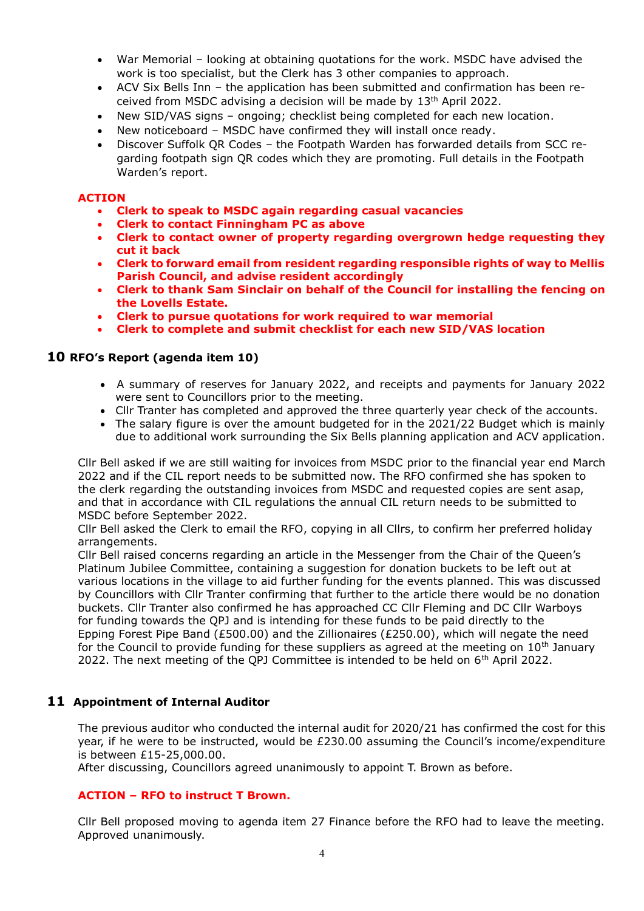- War Memorial – looking at obtaining quotations for the work. MSDC have advised the work is too specialist, but the Clerk has 3 other companies to approach.
- ACV Six Bells Inn – the application has been submitted and confirmation has been received from MSDC advising a decision will be made by 13th April 2022.
- New SID/VAS signs – ongoing; checklist being completed for each new location.
- New noticeboard – MSDC have confirmed they will install once ready.
- Discover Suffolk QR Codes – the Footpath Warden has forwarded details from SCC regarding footpath sign QR codes which they are promoting. Full details in the Footpath Warden's report.

**ACTION**

- **Clerk to speak to MSDC again regarding casual vacancies**
- **Clerk to contact Finningham PC as above**
- **Clerk to contact owner of property regarding overgrown hedge requesting they cut it back**
- **Clerk to forward email from resident regarding responsible rights of way to Mellis Parish Council, and advise resident accordingly**
- **Clerk to thank Sam Sinclair on behalf of the Council for installing the fencing on the Lovells Estate.**
- **Clerk to pursue quotations for work required to war memorial**
- **Clerk to complete and submit checklist for each new SID/VAS location**

## 10 RFO's Report (agenda item 10)

- A summary of reserves for January 2022, and receipts and payments for January 2022 were sent to Councillors prior to the meeting.
- Cllr Tranter has completed and approved the three quarterly year check of the accounts.
- The salary figure is over the amount budgeted for in the 2021/22 Budget which is mainly due to additional work surrounding the Six Bells planning application and ACV application.

Cllr Bell asked if we are still waiting for invoices from MSDC prior to the financial year end March 2022 and if the CIL report needs to be submitted now. The RFO confirmed she has spoken to the clerk regarding the outstanding invoices from MSDC and requested copies are sent asap, and that in accordance with CIL regulations the annual CIL return needs to be submitted to MSDC before September 2022.
Cllr Bell asked the Clerk to email the RFO, copying in all Cllrs, to confirm her preferred holiday arrangements.
Cllr Bell raised concerns regarding an article in the Messenger from the Chair of the Queen's Platinum Jubilee Committee, containing a suggestion for donation buckets to be left out at various locations in the village to aid further funding for the events planned. This was discussed by Councillors with Cllr Tranter confirming that further to the article there would be no donation buckets. Cllr Tranter also confirmed he has approached CC Cllr Fleming and DC Cllr Warboys for funding towards the QPJ and is intending for these funds to be paid directly to the Epping Forest Pipe Band (£500.00) and the Zillionaires (£250.00), which will negate the need for the Council to provide funding for these suppliers as agreed at the meeting on 10th January 2022. The next meeting of the QPJ Committee is intended to be held on 6th April 2022.

## 11 Appointment of Internal Auditor

The previous auditor who conducted the internal audit for 2020/21 has confirmed the cost for this year, if he were to be instructed, would be £230.00 assuming the Council's income/expenditure is between £15-25,000.00.
After discussing, Councillors agreed unanimously to appoint T. Brown as before.

**ACTION – RFO to instruct T Brown.**

Cllr Bell proposed moving to agenda item 27 Finance before the RFO had to leave the meeting. Approved unanimously.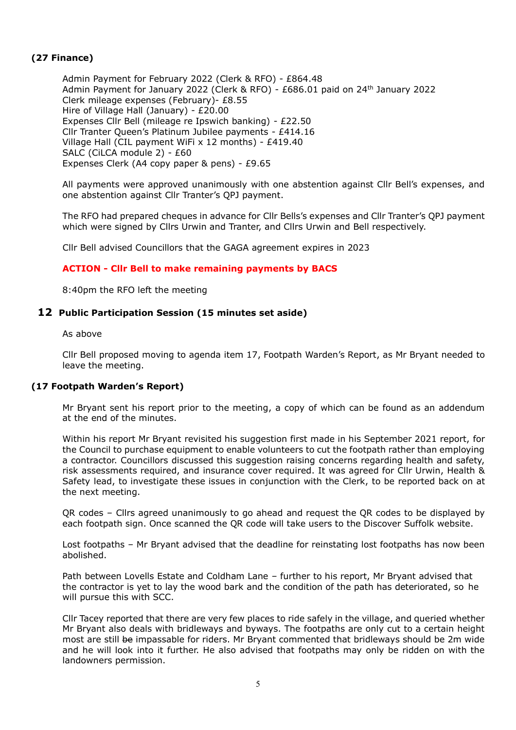**(27 Finance)**

Admin Payment for February 2022 (Clerk & RFO) - £864.48
Admin Payment for January 2022 (Clerk & RFO) - £686.01 paid on 24th January 2022
Clerk mileage expenses (February)- £8.55
Hire of Village Hall (January) - £20.00
Expenses Cllr Bell (mileage re Ipswich banking) - £22.50
Cllr Tranter Queen's Platinum Jubilee payments - £414.16
Village Hall (CIL payment WiFi x 12 months) - £419.40
SALC (CiLCA module 2) - £60
Expenses Clerk (A4 copy paper & pens) - £9.65

All payments were approved unanimously with one abstention against Cllr Bell's expenses, and one abstention against Cllr Tranter's QPJ payment.

The RFO had prepared cheques in advance for Cllr Bells's expenses and Cllr Tranter's QPJ payment which were signed by Cllrs Urwin and Tranter, and Cllrs Urwin and Bell respectively.

Cllr Bell advised Councillors that the GAGA agreement expires in 2023

**ACTION - Cllr Bell to make remaining payments by BACS**

8:40pm the RFO left the meeting

## 12 Public Participation Session (15 minutes set aside)

As above

Cllr Bell proposed moving to agenda item 17, Footpath Warden's Report, as Mr Bryant needed to leave the meeting.

**(17 Footpath Warden's Report)**

Mr Bryant sent his report prior to the meeting, a copy of which can be found as an addendum at the end of the minutes.

Within his report Mr Bryant revisited his suggestion first made in his September 2021 report, for the Council to purchase equipment to enable volunteers to cut the footpath rather than employing a contractor. Councillors discussed this suggestion raising concerns regarding health and safety, risk assessments required, and insurance cover required. It was agreed for Cllr Urwin, Health & Safety lead, to investigate these issues in conjunction with the Clerk, to be reported back on at the next meeting.

QR codes – Cllrs agreed unanimously to go ahead and request the QR codes to be displayed by each footpath sign. Once scanned the QR code will take users to the Discover Suffolk website.

Lost footpaths – Mr Bryant advised that the deadline for reinstating lost footpaths has now been abolished.

Path between Lovells Estate and Coldham Lane – further to his report, Mr Bryant advised that the contractor is yet to lay the wood bark and the condition of the path has deteriorated, so he will pursue this with SCC.

Cllr Tacey reported that there are very few places to ride safely in the village, and queried whether Mr Bryant also deals with bridleways and byways. The footpaths are only cut to a certain height most are still ~~be~~ impassable for riders. Mr Bryant commented that bridleways should be 2m wide and he will look into it further. He also advised that footpaths may only be ridden on with the landowners permission.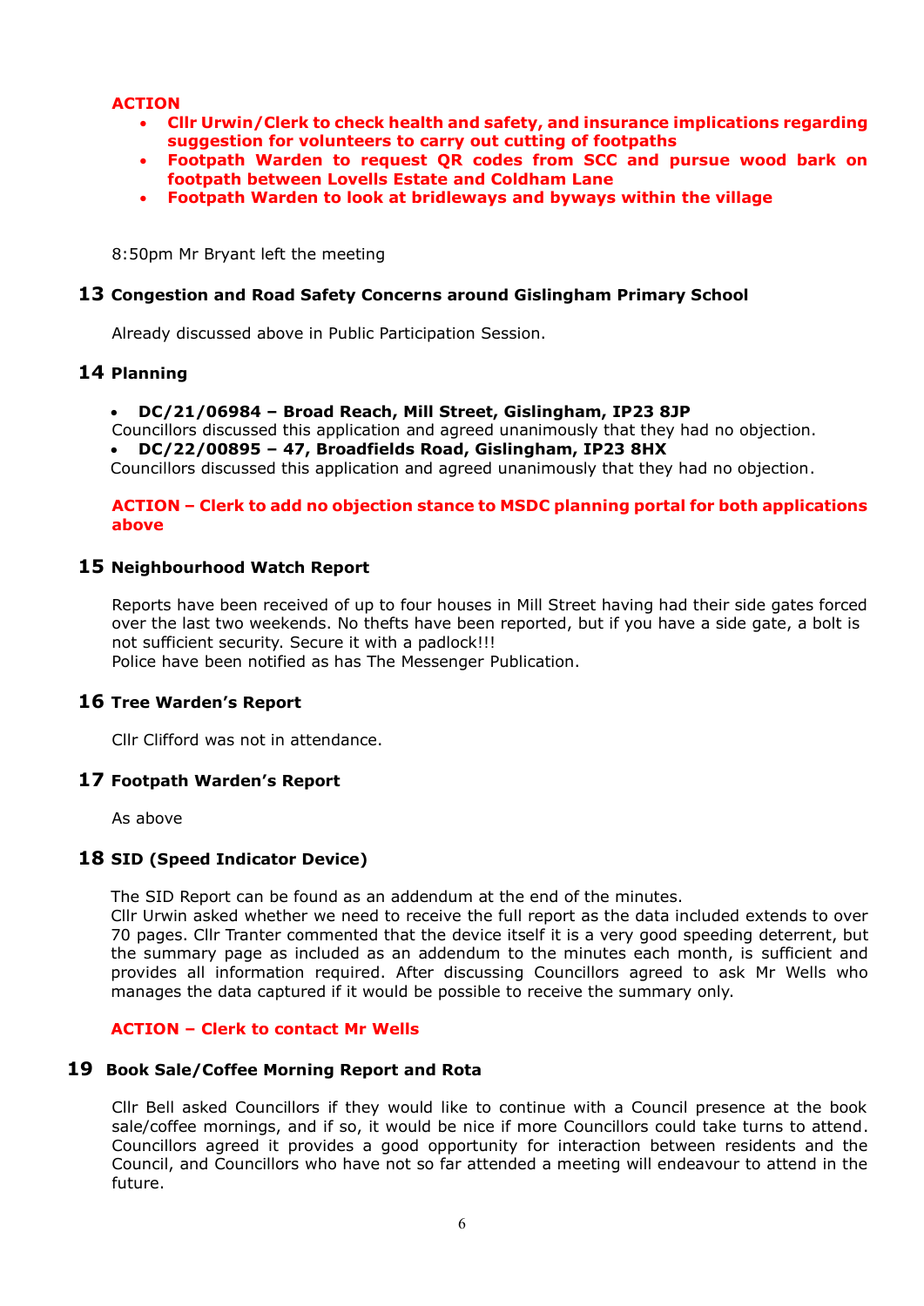**ACTION**

- **Cllr Urwin/Clerk to check health and safety, and insurance implications regarding suggestion for volunteers to carry out cutting of footpaths**
- **Footpath Warden to request QR codes from SCC and pursue wood bark on footpath between Lovells Estate and Coldham Lane**
- **Footpath Warden to look at bridleways and byways within the village**

8:50pm Mr Bryant left the meeting

## 13 Congestion and Road Safety Concerns around Gislingham Primary School

Already discussed above in Public Participation Session.

## 14 Planning

- **DC/21/06984 – Broad Reach, Mill Street, Gislingham, IP23 8JP**

Councillors discussed this application and agreed unanimously that they had no objection.

- **DC/22/00895 – 47, Broadfields Road, Gislingham, IP23 8HX**

Councillors discussed this application and agreed unanimously that they had no objection.

**ACTION – Clerk to add no objection stance to MSDC planning portal for both applications above**

## 15 Neighbourhood Watch Report

Reports have been received of up to four houses in Mill Street having had their side gates forced over the last two weekends. No thefts have been reported, but if you have a side gate, a bolt is not sufficient security. Secure it with a padlock!!!
Police have been notified as has The Messenger Publication.

## 16 Tree Warden's Report

Cllr Clifford was not in attendance.

## 17 Footpath Warden's Report

As above

## 18 SID (Speed Indicator Device)

The SID Report can be found as an addendum at the end of the minutes.
Cllr Urwin asked whether we need to receive the full report as the data included extends to over 70 pages. Cllr Tranter commented that the device itself it is a very good speeding deterrent, but the summary page as included as an addendum to the minutes each month, is sufficient and provides all information required. After discussing Councillors agreed to ask Mr Wells who manages the data captured if it would be possible to receive the summary only.

**ACTION – Clerk to contact Mr Wells**

## 19 Book Sale/Coffee Morning Report and Rota

Cllr Bell asked Councillors if they would like to continue with a Council presence at the book sale/coffee mornings, and if so, it would be nice if more Councillors could take turns to attend. Councillors agreed it provides a good opportunity for interaction between residents and the Council, and Councillors who have not so far attended a meeting will endeavour to attend in the future.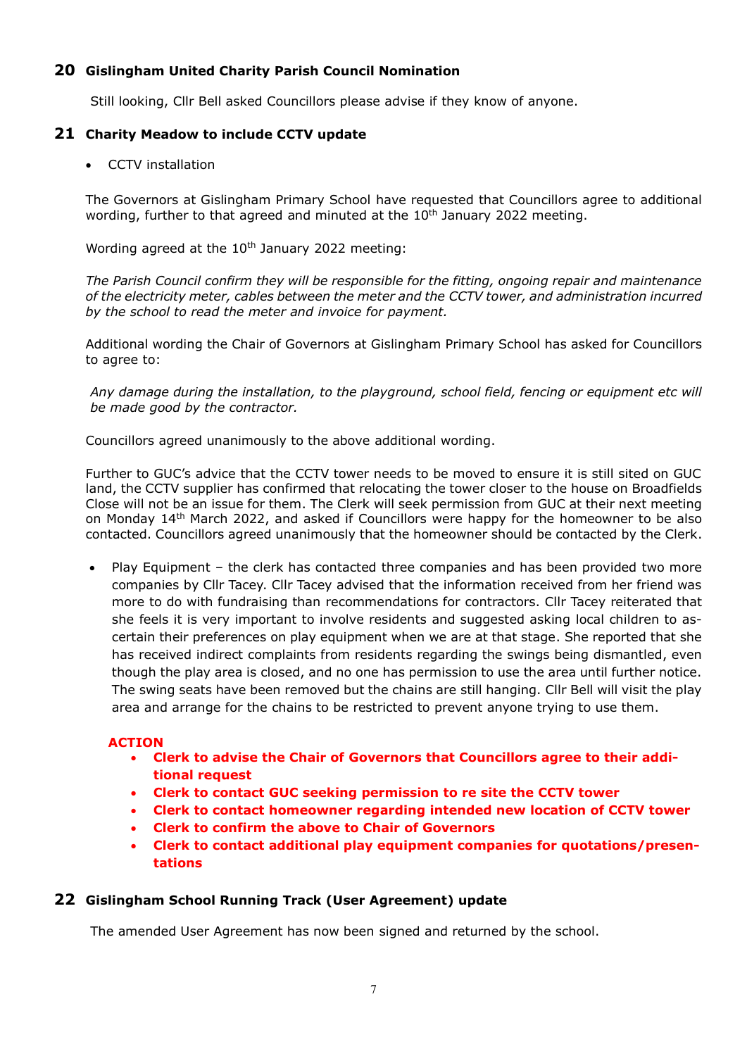## 20 Gislingham United Charity Parish Council Nomination

Still looking, Cllr Bell asked Councillors please advise if they know of anyone.

## 21 Charity Meadow to include CCTV update

- CCTV installation

The Governors at Gislingham Primary School have requested that Councillors agree to additional wording, further to that agreed and minuted at the 10th January 2022 meeting.

Wording agreed at the 10th January 2022 meeting:

*The Parish Council confirm they will be responsible for the fitting, ongoing repair and maintenance of the electricity meter, cables between the meter and the CCTV tower, and administration incurred by the school to read the meter and invoice for payment.*

Additional wording the Chair of Governors at Gislingham Primary School has asked for Councillors to agree to:

*Any damage during the installation, to the playground, school field, fencing or equipment etc will be made good by the contractor.*

Councillors agreed unanimously to the above additional wording.

Further to GUC's advice that the CCTV tower needs to be moved to ensure it is still sited on GUC land, the CCTV supplier has confirmed that relocating the tower closer to the house on Broadfields Close will not be an issue for them. The Clerk will seek permission from GUC at their next meeting on Monday 14th March 2022, and asked if Councillors were happy for the homeowner to be also contacted. Councillors agreed unanimously that the homeowner should be contacted by the Clerk.

- Play Equipment – the clerk has contacted three companies and has been provided two more companies by Cllr Tacey. Cllr Tacey advised that the information received from her friend was more to do with fundraising than recommendations for contractors. Cllr Tacey reiterated that she feels it is very important to involve residents and suggested asking local children to ascertain their preferences on play equipment when we are at that stage. She reported that she has received indirect complaints from residents regarding the swings being dismantled, even though the play area is closed, and no one has permission to use the area until further notice. The swing seats have been removed but the chains are still hanging. Cllr Bell will visit the play area and arrange for the chains to be restricted to prevent anyone trying to use them.

**ACTION**

- **Clerk to advise the Chair of Governors that Councillors agree to their additional request**
- **Clerk to contact GUC seeking permission to re site the CCTV tower**
- **Clerk to contact homeowner regarding intended new location of CCTV tower**
- **Clerk to confirm the above to Chair of Governors**
- **Clerk to contact additional play equipment companies for quotations/presentations**

## 22 Gislingham School Running Track (User Agreement) update

The amended User Agreement has now been signed and returned by the school.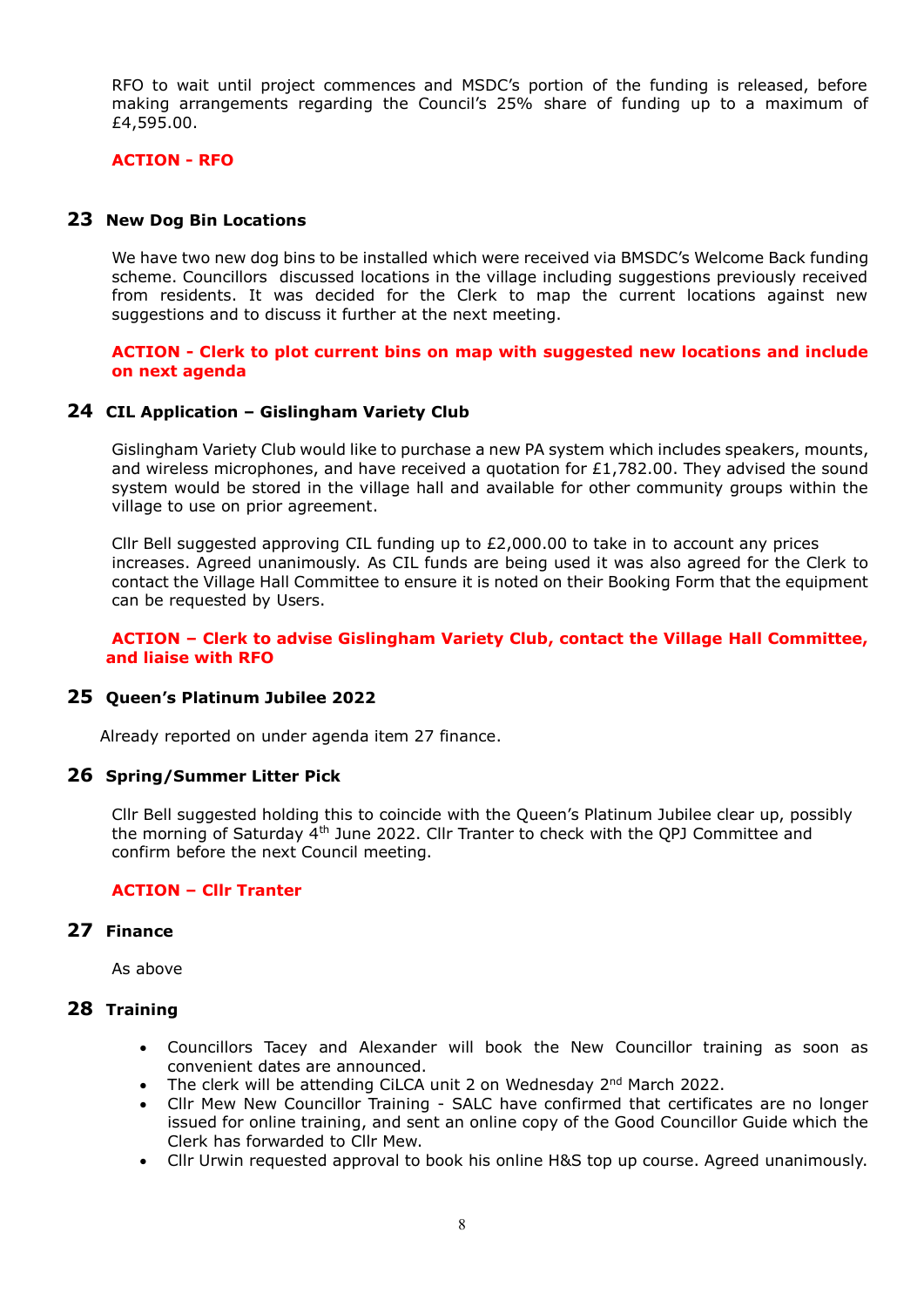RFO to wait until project commences and MSDC's portion of the funding is released, before making arrangements regarding the Council's 25% share of funding up to a maximum of £4,595.00.

**ACTION - RFO**

## 23 New Dog Bin Locations

We have two new dog bins to be installed which were received via BMSDC's Welcome Back funding scheme. Councillors discussed locations in the village including suggestions previously received from residents. It was decided for the Clerk to map the current locations against new suggestions and to discuss it further at the next meeting.

**ACTION - Clerk to plot current bins on map with suggested new locations and include on next agenda**

## 24 CIL Application – Gislingham Variety Club

Gislingham Variety Club would like to purchase a new PA system which includes speakers, mounts, and wireless microphones, and have received a quotation for £1,782.00. They advised the sound system would be stored in the village hall and available for other community groups within the village to use on prior agreement.

Cllr Bell suggested approving CIL funding up to £2,000.00 to take in to account any prices increases. Agreed unanimously. As CIL funds are being used it was also agreed for the Clerk to contact the Village Hall Committee to ensure it is noted on their Booking Form that the equipment can be requested by Users.

**ACTION – Clerk to advise Gislingham Variety Club, contact the Village Hall Committee, and liaise with RFO**

## 25 Queen's Platinum Jubilee 2022

Already reported on under agenda item 27 finance.

## 26 Spring/Summer Litter Pick

Cllr Bell suggested holding this to coincide with the Queen's Platinum Jubilee clear up, possibly the morning of Saturday 4th June 2022. Cllr Tranter to check with the QPJ Committee and confirm before the next Council meeting.

**ACTION – Cllr Tranter**

## 27 Finance

As above

## 28 Training

- Councillors Tacey and Alexander will book the New Councillor training as soon as convenient dates are announced.
- The clerk will be attending CiLCA unit 2 on Wednesday 2nd March 2022.
- Cllr Mew New Councillor Training - SALC have confirmed that certificates are no longer issued for online training, and sent an online copy of the Good Councillor Guide which the Clerk has forwarded to Cllr Mew.
- Cllr Urwin requested approval to book his online H&S top up course. Agreed unanimously.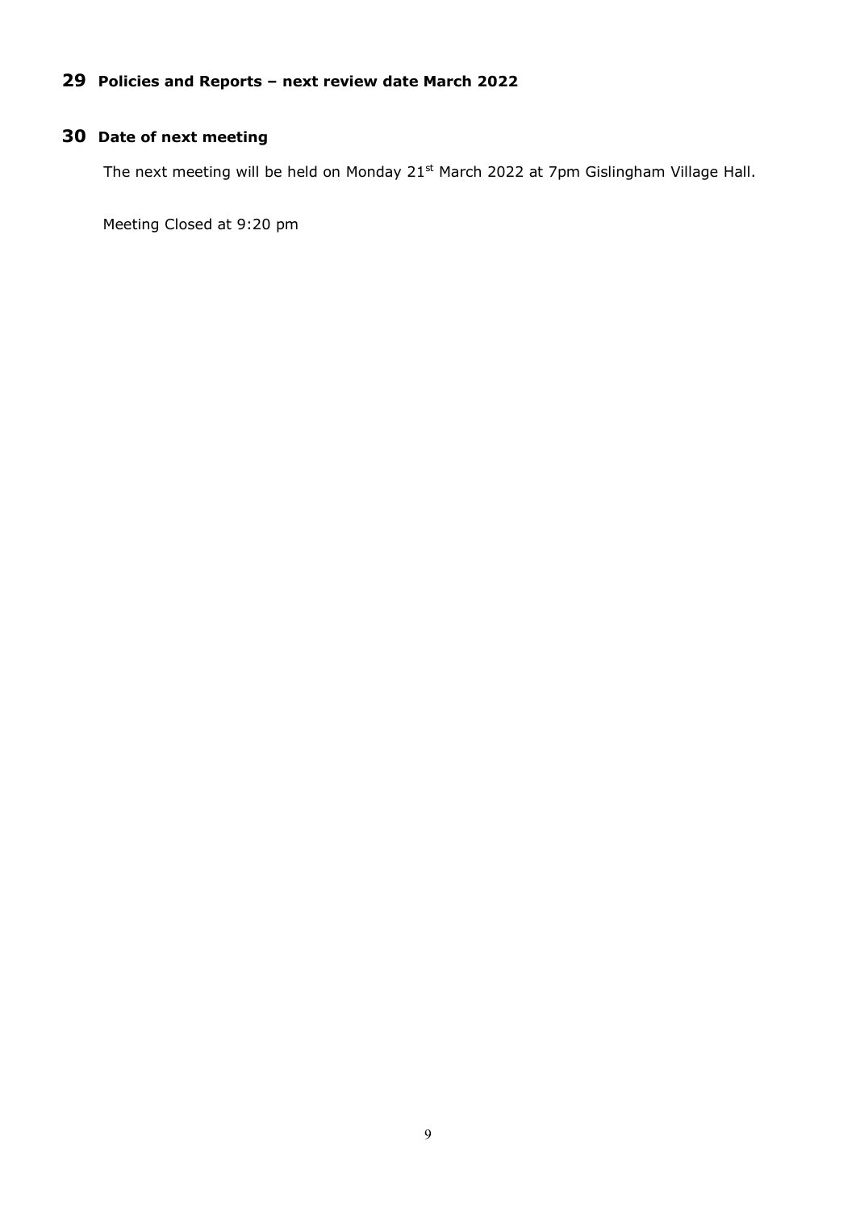## 29 Policies and Reports – next review date March 2022

## 30 Date of next meeting

The next meeting will be held on Monday 21st March 2022 at 7pm Gislingham Village Hall.

Meeting Closed at 9:20 pm